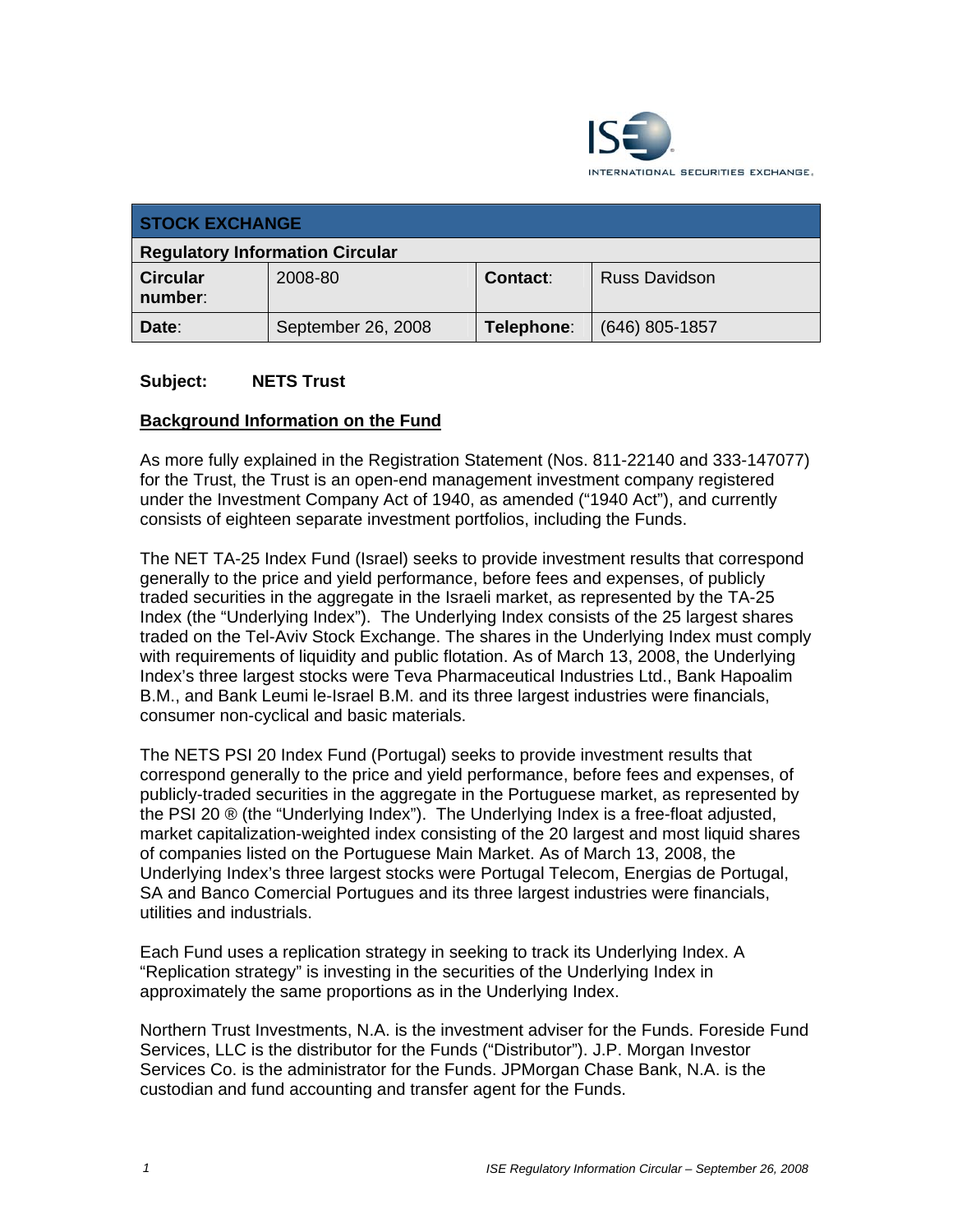ISE INTERNATIONAL SECURITIES EXCHANGE.

| STOCK EXCHANGE | | | |
|---|---|---|---|
| **Regulatory Information Circular** | | | |
| **Circular number**: | 2008-80 | **Contact**: | Russ Davidson |
| **Date**: | September 26, 2008 | **Telephone**: | (646) 805-1857 |

**Subject: NETS Trust**

## Background Information on the Fund

As more fully explained in the Registration Statement (Nos. 811-22140 and 333-147077) for the Trust, the Trust is an open-end management investment company registered under the Investment Company Act of 1940, as amended ("1940 Act"), and currently consists of eighteen separate investment portfolios, including the Funds.

The NET TA-25 Index Fund (Israel) seeks to provide investment results that correspond generally to the price and yield performance, before fees and expenses, of publicly traded securities in the aggregate in the Israeli market, as represented by the TA-25 Index (the "Underlying Index"). The Underlying Index consists of the 25 largest shares traded on the Tel-Aviv Stock Exchange. The shares in the Underlying Index must comply with requirements of liquidity and public flotation. As of March 13, 2008, the Underlying Index's three largest stocks were Teva Pharmaceutical Industries Ltd., Bank Hapoalim B.M., and Bank Leumi le-Israel B.M. and its three largest industries were financials, consumer non-cyclical and basic materials.

The NETS PSI 20 Index Fund (Portugal) seeks to provide investment results that correspond generally to the price and yield performance, before fees and expenses, of publicly-traded securities in the aggregate in the Portuguese market, as represented by the PSI 20 ® (the "Underlying Index"). The Underlying Index is a free-float adjusted, market capitalization-weighted index consisting of the 20 largest and most liquid shares of companies listed on the Portuguese Main Market. As of March 13, 2008, the Underlying Index's three largest stocks were Portugal Telecom, Energias de Portugal, SA and Banco Comercial Portugues and its three largest industries were financials, utilities and industrials.

Each Fund uses a replication strategy in seeking to track its Underlying Index. A "Replication strategy" is investing in the securities of the Underlying Index in approximately the same proportions as in the Underlying Index.

Northern Trust Investments, N.A. is the investment adviser for the Funds. Foreside Fund Services, LLC is the distributor for the Funds ("Distributor"). J.P. Morgan Investor Services Co. is the administrator for the Funds. JPMorgan Chase Bank, N.A. is the custodian and fund accounting and transfer agent for the Funds.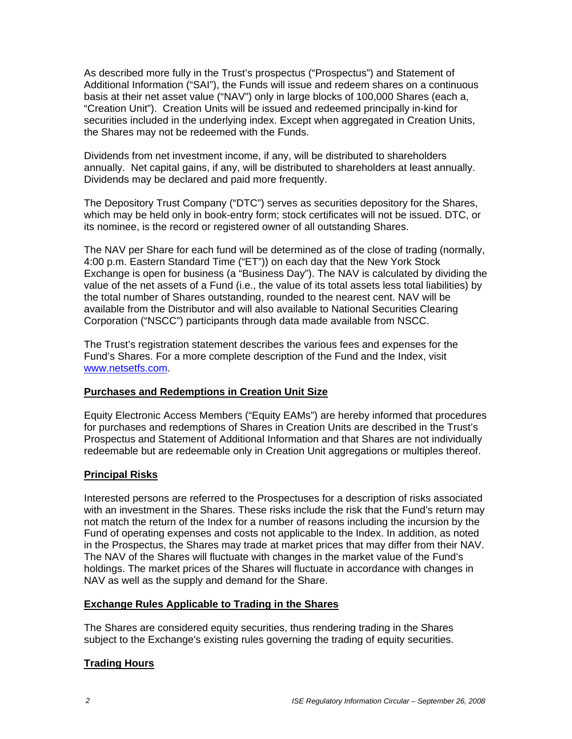As described more fully in the Trust's prospectus ("Prospectus") and Statement of Additional Information ("SAI"), the Funds will issue and redeem shares on a continuous basis at their net asset value ("NAV") only in large blocks of 100,000 Shares (each a, "Creation Unit"). Creation Units will be issued and redeemed principally in-kind for securities included in the underlying index. Except when aggregated in Creation Units, the Shares may not be redeemed with the Funds.

Dividends from net investment income, if any, will be distributed to shareholders annually. Net capital gains, if any, will be distributed to shareholders at least annually. Dividends may be declared and paid more frequently.

The Depository Trust Company ("DTC") serves as securities depository for the Shares, which may be held only in book-entry form; stock certificates will not be issued. DTC, or its nominee, is the record or registered owner of all outstanding Shares.

The NAV per Share for each fund will be determined as of the close of trading (normally, 4:00 p.m. Eastern Standard Time ("ET")) on each day that the New York Stock Exchange is open for business (a "Business Day"). The NAV is calculated by dividing the value of the net assets of a Fund (i.e., the value of its total assets less total liabilities) by the total number of Shares outstanding, rounded to the nearest cent. NAV will be available from the Distributor and will also available to National Securities Clearing Corporation ("NSCC") participants through data made available from NSCC.

The Trust's registration statement describes the various fees and expenses for the Fund's Shares. For a more complete description of the Fund and the Index, visit www.netsetfs.com.

## Purchases and Redemptions in Creation Unit Size

Equity Electronic Access Members ("Equity EAMs") are hereby informed that procedures for purchases and redemptions of Shares in Creation Units are described in the Trust's Prospectus and Statement of Additional Information and that Shares are not individually redeemable but are redeemable only in Creation Unit aggregations or multiples thereof.

## Principal Risks

Interested persons are referred to the Prospectuses for a description of risks associated with an investment in the Shares. These risks include the risk that the Fund's return may not match the return of the Index for a number of reasons including the incursion by the Fund of operating expenses and costs not applicable to the Index. In addition, as noted in the Prospectus, the Shares may trade at market prices that may differ from their NAV. The NAV of the Shares will fluctuate with changes in the market value of the Fund's holdings. The market prices of the Shares will fluctuate in accordance with changes in NAV as well as the supply and demand for the Share.

## Exchange Rules Applicable to Trading in the Shares

The Shares are considered equity securities, thus rendering trading in the Shares subject to the Exchange's existing rules governing the trading of equity securities.

## Trading Hours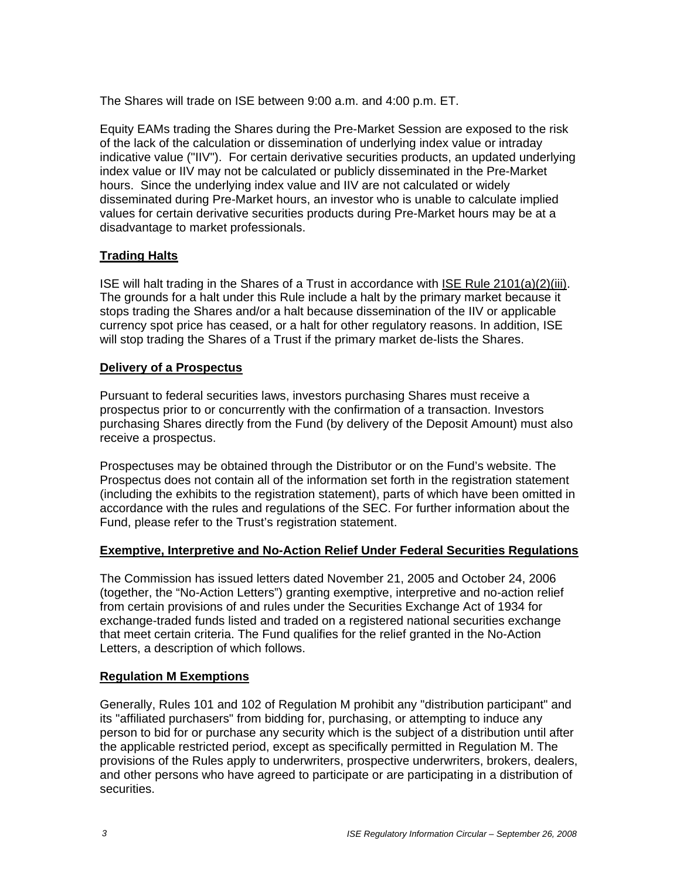The Shares will trade on ISE between 9:00 a.m. and 4:00 p.m. ET.

Equity EAMs trading the Shares during the Pre-Market Session are exposed to the risk of the lack of the calculation or dissemination of underlying index value or intraday indicative value ("IIV"). For certain derivative securities products, an updated underlying index value or IIV may not be calculated or publicly disseminated in the Pre-Market hours. Since the underlying index value and IIV are not calculated or widely disseminated during Pre-Market hours, an investor who is unable to calculate implied values for certain derivative securities products during Pre-Market hours may be at a disadvantage to market professionals.

## Trading Halts

ISE will halt trading in the Shares of a Trust in accordance with ISE Rule 2101(a)(2)(iii). The grounds for a halt under this Rule include a halt by the primary market because it stops trading the Shares and/or a halt because dissemination of the IIV or applicable currency spot price has ceased, or a halt for other regulatory reasons. In addition, ISE will stop trading the Shares of a Trust if the primary market de-lists the Shares.

## Delivery of a Prospectus

Pursuant to federal securities laws, investors purchasing Shares must receive a prospectus prior to or concurrently with the confirmation of a transaction. Investors purchasing Shares directly from the Fund (by delivery of the Deposit Amount) must also receive a prospectus.

Prospectuses may be obtained through the Distributor or on the Fund's website. The Prospectus does not contain all of the information set forth in the registration statement (including the exhibits to the registration statement), parts of which have been omitted in accordance with the rules and regulations of the SEC. For further information about the Fund, please refer to the Trust's registration statement.

## Exemptive, Interpretive and No-Action Relief Under Federal Securities Regulations

The Commission has issued letters dated November 21, 2005 and October 24, 2006 (together, the "No-Action Letters") granting exemptive, interpretive and no-action relief from certain provisions of and rules under the Securities Exchange Act of 1934 for exchange-traded funds listed and traded on a registered national securities exchange that meet certain criteria. The Fund qualifies for the relief granted in the No-Action Letters, a description of which follows.

## Regulation M Exemptions

Generally, Rules 101 and 102 of Regulation M prohibit any "distribution participant" and its "affiliated purchasers" from bidding for, purchasing, or attempting to induce any person to bid for or purchase any security which is the subject of a distribution until after the applicable restricted period, except as specifically permitted in Regulation M. The provisions of the Rules apply to underwriters, prospective underwriters, brokers, dealers, and other persons who have agreed to participate or are participating in a distribution of securities.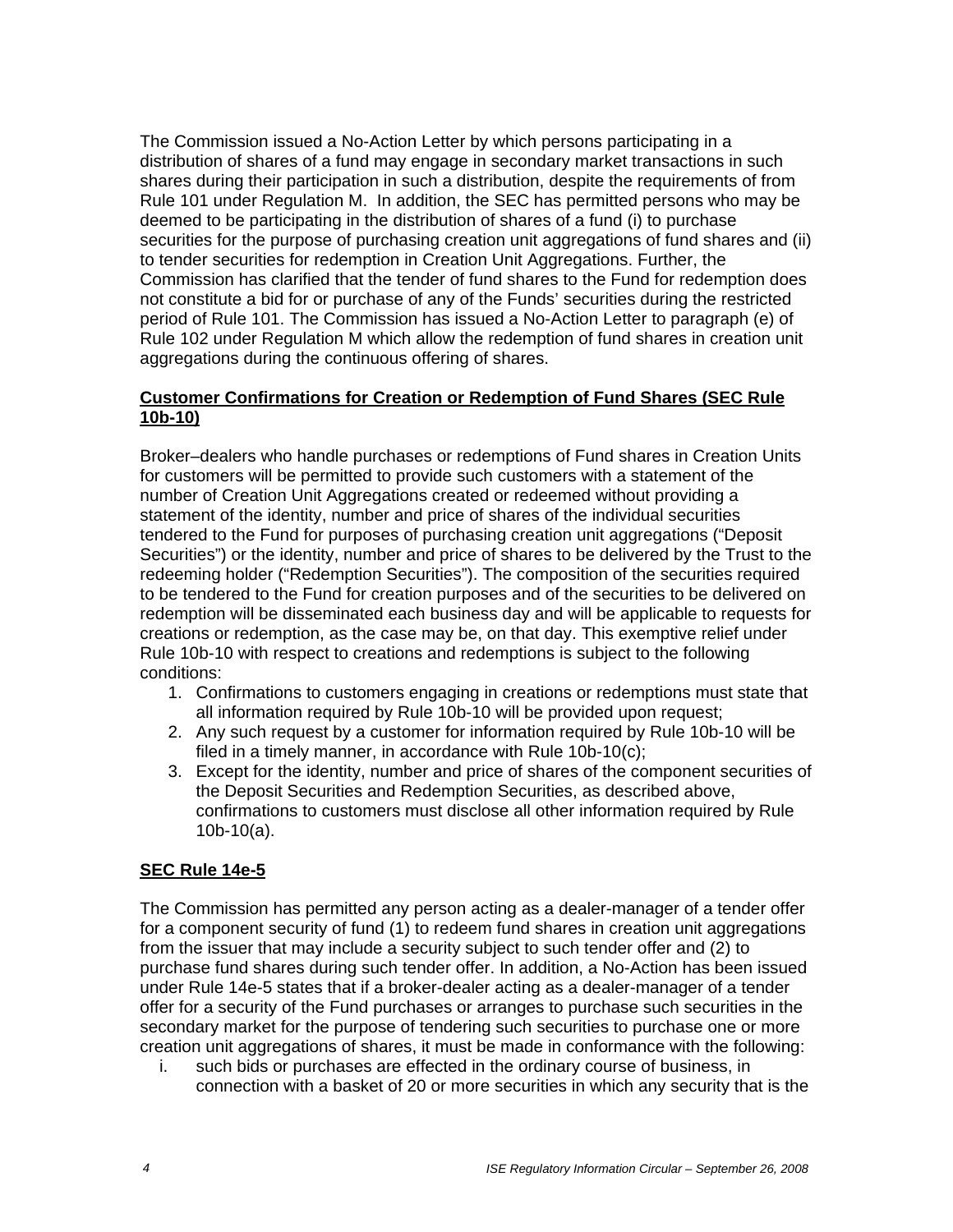The Commission issued a No-Action Letter by which persons participating in a distribution of shares of a fund may engage in secondary market transactions in such shares during their participation in such a distribution, despite the requirements of from Rule 101 under Regulation M. In addition, the SEC has permitted persons who may be deemed to be participating in the distribution of shares of a fund (i) to purchase securities for the purpose of purchasing creation unit aggregations of fund shares and (ii) to tender securities for redemption in Creation Unit Aggregations. Further, the Commission has clarified that the tender of fund shares to the Fund for redemption does not constitute a bid for or purchase of any of the Funds' securities during the restricted period of Rule 101. The Commission has issued a No-Action Letter to paragraph (e) of Rule 102 under Regulation M which allow the redemption of fund shares in creation unit aggregations during the continuous offering of shares.

**Customer Confirmations for Creation or Redemption of Fund Shares (SEC Rule 10b-10)**

Broker–dealers who handle purchases or redemptions of Fund shares in Creation Units for customers will be permitted to provide such customers with a statement of the number of Creation Unit Aggregations created or redeemed without providing a statement of the identity, number and price of shares of the individual securities tendered to the Fund for purposes of purchasing creation unit aggregations ("Deposit Securities") or the identity, number and price of shares to be delivered by the Trust to the redeeming holder ("Redemption Securities"). The composition of the securities required to be tendered to the Fund for creation purposes and of the securities to be delivered on redemption will be disseminated each business day and will be applicable to requests for creations or redemption, as the case may be, on that day. This exemptive relief under Rule 10b-10 with respect to creations and redemptions is subject to the following conditions:

1. Confirmations to customers engaging in creations or redemptions must state that all information required by Rule 10b-10 will be provided upon request;
2. Any such request by a customer for information required by Rule 10b-10 will be filed in a timely manner, in accordance with Rule 10b-10(c);
3. Except for the identity, number and price of shares of the component securities of the Deposit Securities and Redemption Securities, as described above, confirmations to customers must disclose all other information required by Rule 10b-10(a).

**SEC Rule 14e-5**

The Commission has permitted any person acting as a dealer-manager of a tender offer for a component security of fund (1) to redeem fund shares in creation unit aggregations from the issuer that may include a security subject to such tender offer and (2) to purchase fund shares during such tender offer. In addition, a No-Action has been issued under Rule 14e-5 states that if a broker-dealer acting as a dealer-manager of a tender offer for a security of the Fund purchases or arranges to purchase such securities in the secondary market for the purpose of tendering such securities to purchase one or more creation unit aggregations of shares, it must be made in conformance with the following:

i. such bids or purchases are effected in the ordinary course of business, in connection with a basket of 20 or more securities in which any security that is the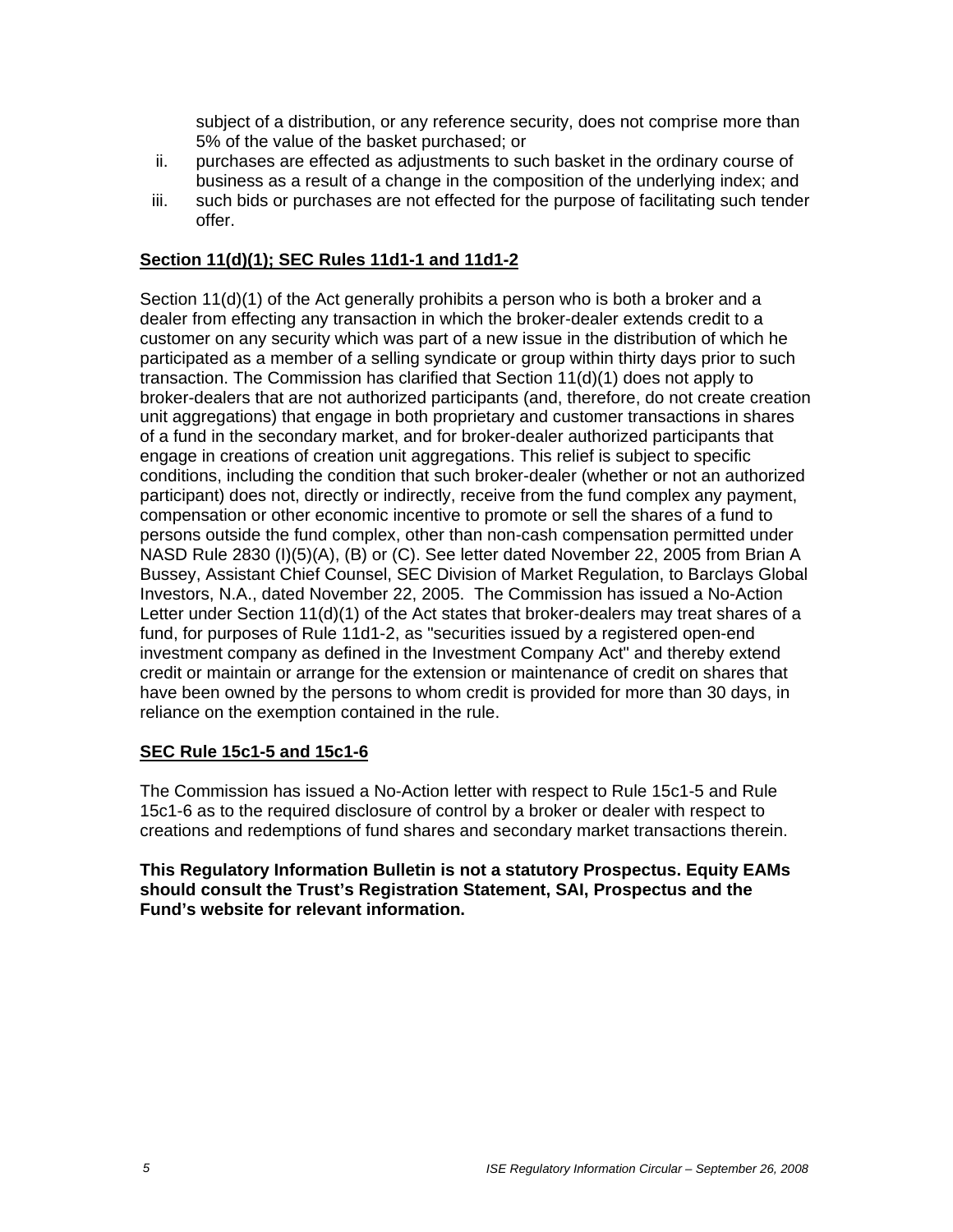subject of a distribution, or any reference security, does not comprise more than 5% of the value of the basket purchased; or

ii. purchases are effected as adjustments to such basket in the ordinary course of business as a result of a change in the composition of the underlying index; and

iii. such bids or purchases are not effected for the purpose of facilitating such tender offer.

**Section 11(d)(1); SEC Rules 11d1-1 and 11d1-2**

Section 11(d)(1) of the Act generally prohibits a person who is both a broker and a dealer from effecting any transaction in which the broker-dealer extends credit to a customer on any security which was part of a new issue in the distribution of which he participated as a member of a selling syndicate or group within thirty days prior to such transaction. The Commission has clarified that Section 11(d)(1) does not apply to broker-dealers that are not authorized participants (and, therefore, do not create creation unit aggregations) that engage in both proprietary and customer transactions in shares of a fund in the secondary market, and for broker-dealer authorized participants that engage in creations of creation unit aggregations. This relief is subject to specific conditions, including the condition that such broker-dealer (whether or not an authorized participant) does not, directly or indirectly, receive from the fund complex any payment, compensation or other economic incentive to promote or sell the shares of a fund to persons outside the fund complex, other than non-cash compensation permitted under NASD Rule 2830 (I)(5)(A), (B) or (C). See letter dated November 22, 2005 from Brian A Bussey, Assistant Chief Counsel, SEC Division of Market Regulation, to Barclays Global Investors, N.A., dated November 22, 2005. The Commission has issued a No-Action Letter under Section 11(d)(1) of the Act states that broker-dealers may treat shares of a fund, for purposes of Rule 11d1-2, as "securities issued by a registered open-end investment company as defined in the Investment Company Act" and thereby extend credit or maintain or arrange for the extension or maintenance of credit on shares that have been owned by the persons to whom credit is provided for more than 30 days, in reliance on the exemption contained in the rule.

**SEC Rule 15c1-5 and 15c1-6**

The Commission has issued a No-Action letter with respect to Rule 15c1-5 and Rule 15c1-6 as to the required disclosure of control by a broker or dealer with respect to creations and redemptions of fund shares and secondary market transactions therein.

**This Regulatory Information Bulletin is not a statutory Prospectus. Equity EAMs should consult the Trust's Registration Statement, SAI, Prospectus and the Fund's website for relevant information.**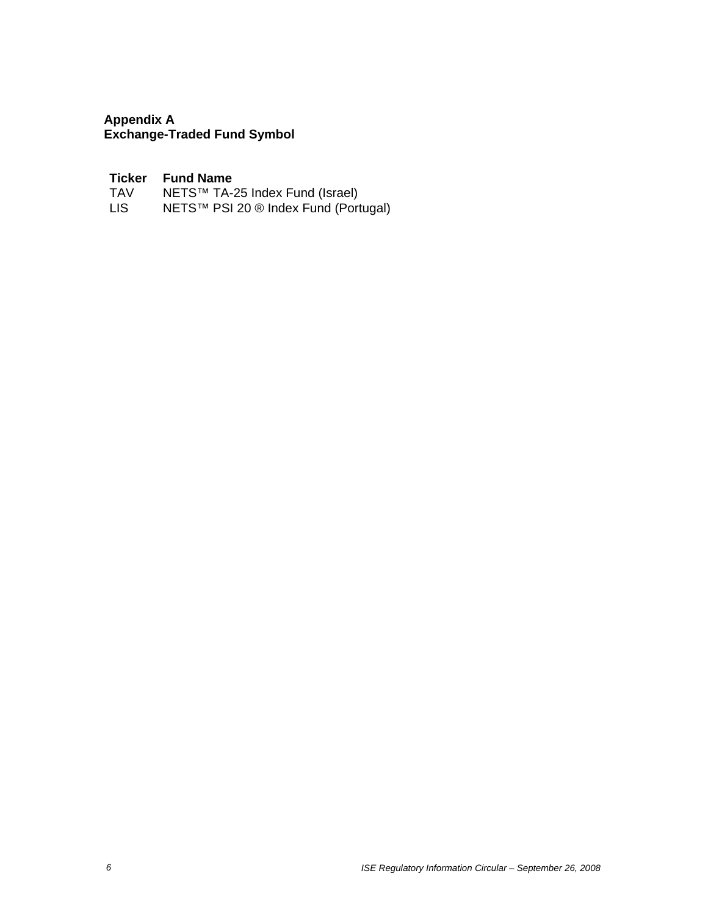**Appendix A**
**Exchange-Traded Fund Symbol**

| Ticker | Fund Name |
|---|---|
| TAV | NETS™ TA-25 Index Fund (Israel) |
| LIS | NETS™ PSI 20 ® Index Fund (Portugal) |